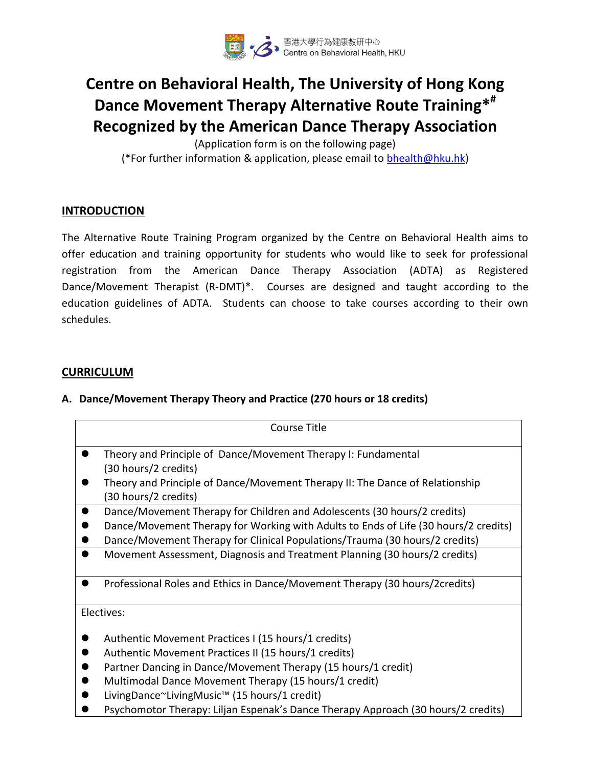香港大學行為健康教研中心
Centre on Behavioral Health, HKU

# Centre on Behavioral Health, The University of Hong Kong Dance Movement Therapy Alternative Route Training*# Recognized by the American Dance Therapy Association

(Application form is on the following page)
(*For further information & application, please email to bhealth@hku.hk)

## INTRODUCTION

The Alternative Route Training Program organized by the Centre on Behavioral Health aims to offer education and training opportunity for students who would like to seek for professional registration from the American Dance Therapy Association (ADTA) as Registered Dance/Movement Therapist (R-DMT)*. Courses are designed and taught according to the education guidelines of ADTA. Students can choose to take courses according to their own schedules.

## CURRICULUM

### A. Dance/Movement Therapy Theory and Practice (270 hours or 18 credits)

| Course Title |
|---|
| • Theory and Principle of Dance/Movement Therapy I: Fundamental (30 hours/2 credits)<br>• Theory and Principle of Dance/Movement Therapy II: The Dance of Relationship (30 hours/2 credits) |
| • Dance/Movement Therapy for Children and Adolescents (30 hours/2 credits)<br>• Dance/Movement Therapy for Working with Adults to Ends of Life (30 hours/2 credits)<br>• Dance/Movement Therapy for Clinical Populations/Trauma (30 hours/2 credits) |
| • Movement Assessment, Diagnosis and Treatment Planning (30 hours/2 credits) |
| • Professional Roles and Ethics in Dance/Movement Therapy (30 hours/2credits) |
| Electives:<br>• Authentic Movement Practices I (15 hours/1 credits)<br>• Authentic Movement Practices II (15 hours/1 credits)<br>• Partner Dancing in Dance/Movement Therapy (15 hours/1 credit)<br>• Multimodal Dance Movement Therapy (15 hours/1 credit)<br>• LivingDance~LivingMusic™ (15 hours/1 credit)<br>• Psychomotor Therapy: Liljan Espenak's Dance Therapy Approach (30 hours/2 credits) |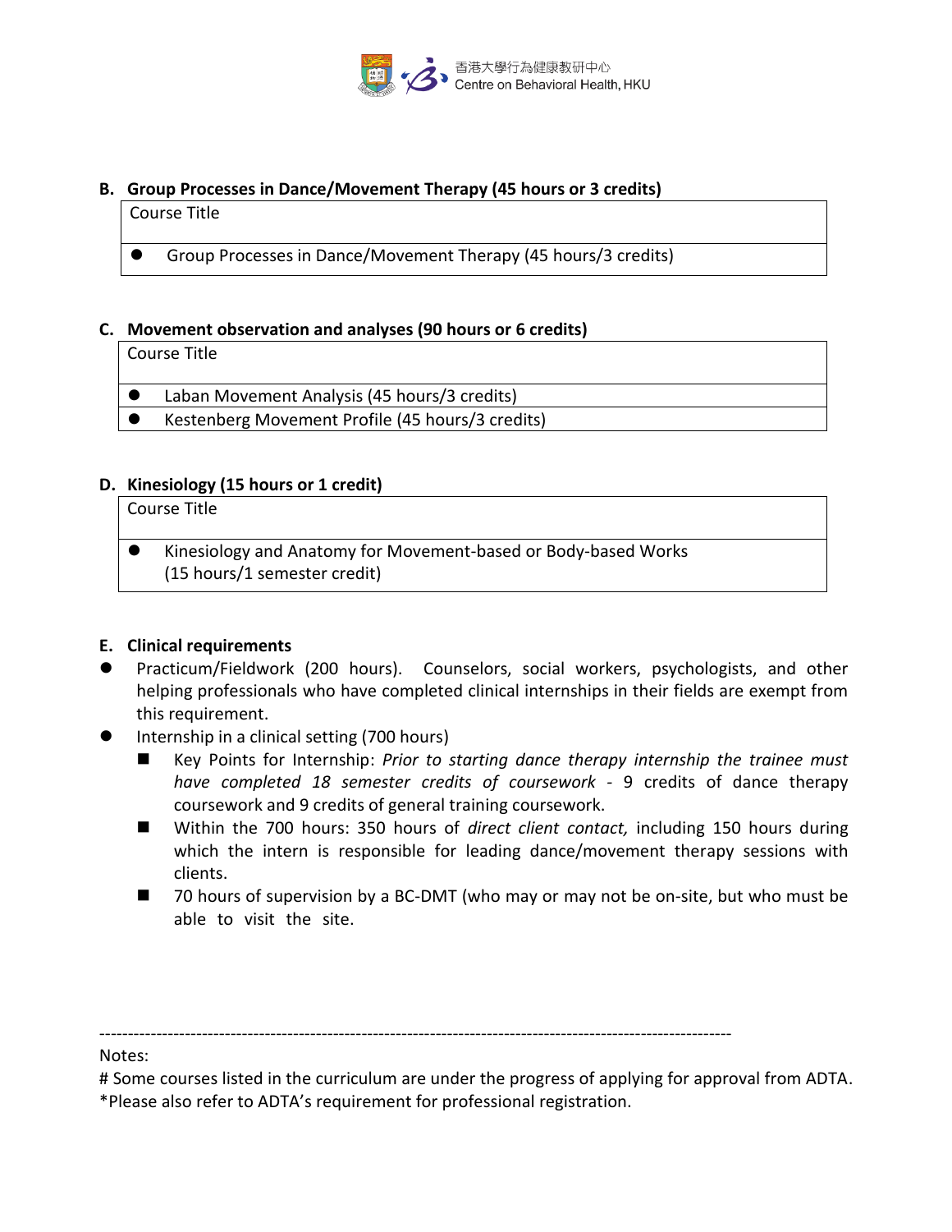**B. Group Processes in Dance/Movement Therapy (45 hours or 3 credits)**

| Course Title |
|---|
| ● Group Processes in Dance/Movement Therapy (45 hours/3 credits) |

**C. Movement observation and analyses (90 hours or 6 credits)**

| Course Title |
|---|
| ● Laban Movement Analysis (45 hours/3 credits) |
| ● Kestenberg Movement Profile (45 hours/3 credits) |

**D. Kinesiology (15 hours or 1 credit)**

| Course Title |
|---|
| ● Kinesiology and Anatomy for Movement-based or Body-based Works (15 hours/1 semester credit) |

**E. Clinical requirements**

- Practicum/Fieldwork (200 hours). Counselors, social workers, psychologists, and other helping professionals who have completed clinical internships in their fields are exempt from this requirement.
- Internship in a clinical setting (700 hours)
  - Key Points for Internship: *Prior to starting dance therapy internship the trainee must have completed 18 semester credits of coursework* - 9 credits of dance therapy coursework and 9 credits of general training coursework.
  - Within the 700 hours: 350 hours of *direct client contact,* including 150 hours during which the intern is responsible for leading dance/movement therapy sessions with clients.
  - 70 hours of supervision by a BC-DMT (who may or may not be on-site, but who must be able to visit the site.

---

Notes:

# Some courses listed in the curriculum are under the progress of applying for approval from ADTA.

*Please also refer to ADTA's requirement for professional registration.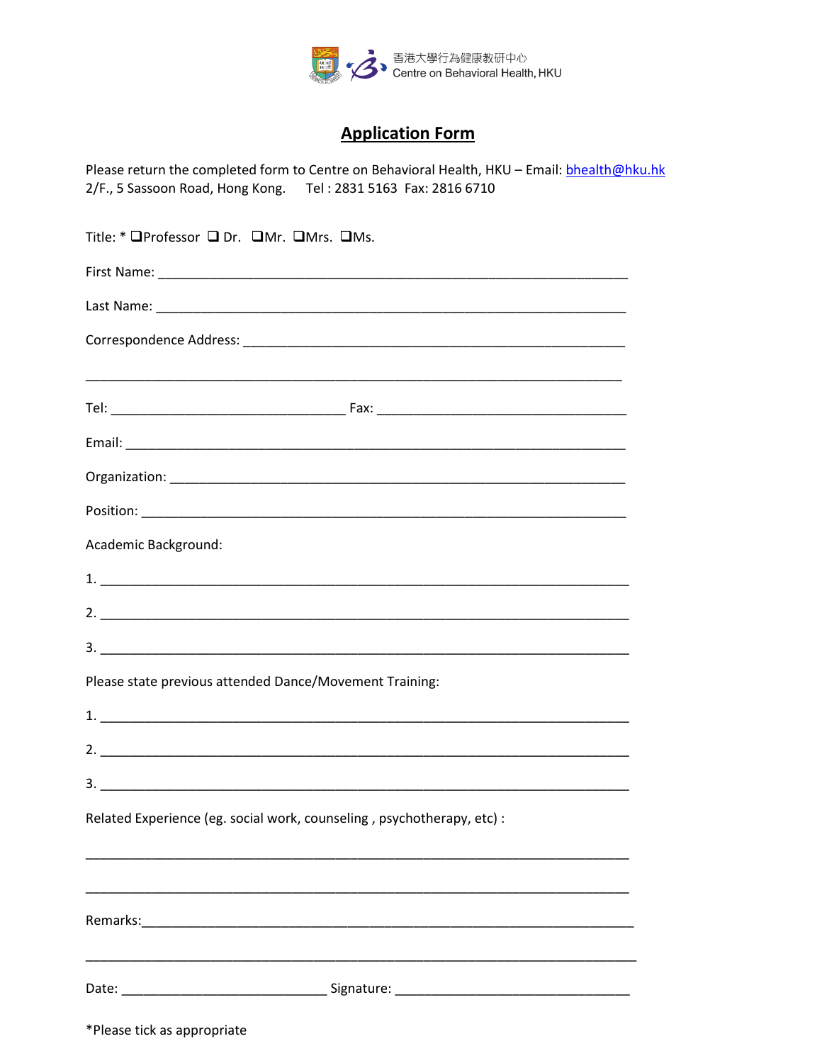香港大學行為健康教研中心
Centre on Behavioral Health, HKU

# Application Form

Please return the completed form to Centre on Behavioral Health, HKU – Email: bhealth@hku.hk
2/F., 5 Sassoon Road, Hong Kong.  Tel : 2831 5163  Fax: 2816 6710

Title: * ❑Professor ❑ Dr. ❑Mr. ❑Mrs. ❑Ms.

First Name: ____________________________________________________________

Last Name: ____________________________________________________________

Correspondence Address: _________________________________________________

______________________________________________________________________

Tel: ______________________________ Fax: ________________________________

Email: _________________________________________________________________

Organization: ____________________________________________________________

Position: ________________________________________________________________

Academic Background:

1. ____________________________________________________________________

2. ____________________________________________________________________

3. ____________________________________________________________________

Please state previous attended Dance/Movement Training:

1. ____________________________________________________________________

2. ____________________________________________________________________

3. ____________________________________________________________________

Related Experience (eg. social work, counseling , psychotherapy, etc) :

______________________________________________________________________

______________________________________________________________________

Remarks:_______________________________________________________________

______________________________________________________________________

Date: ___________________________ Signature: ______________________________

*Please tick as appropriate